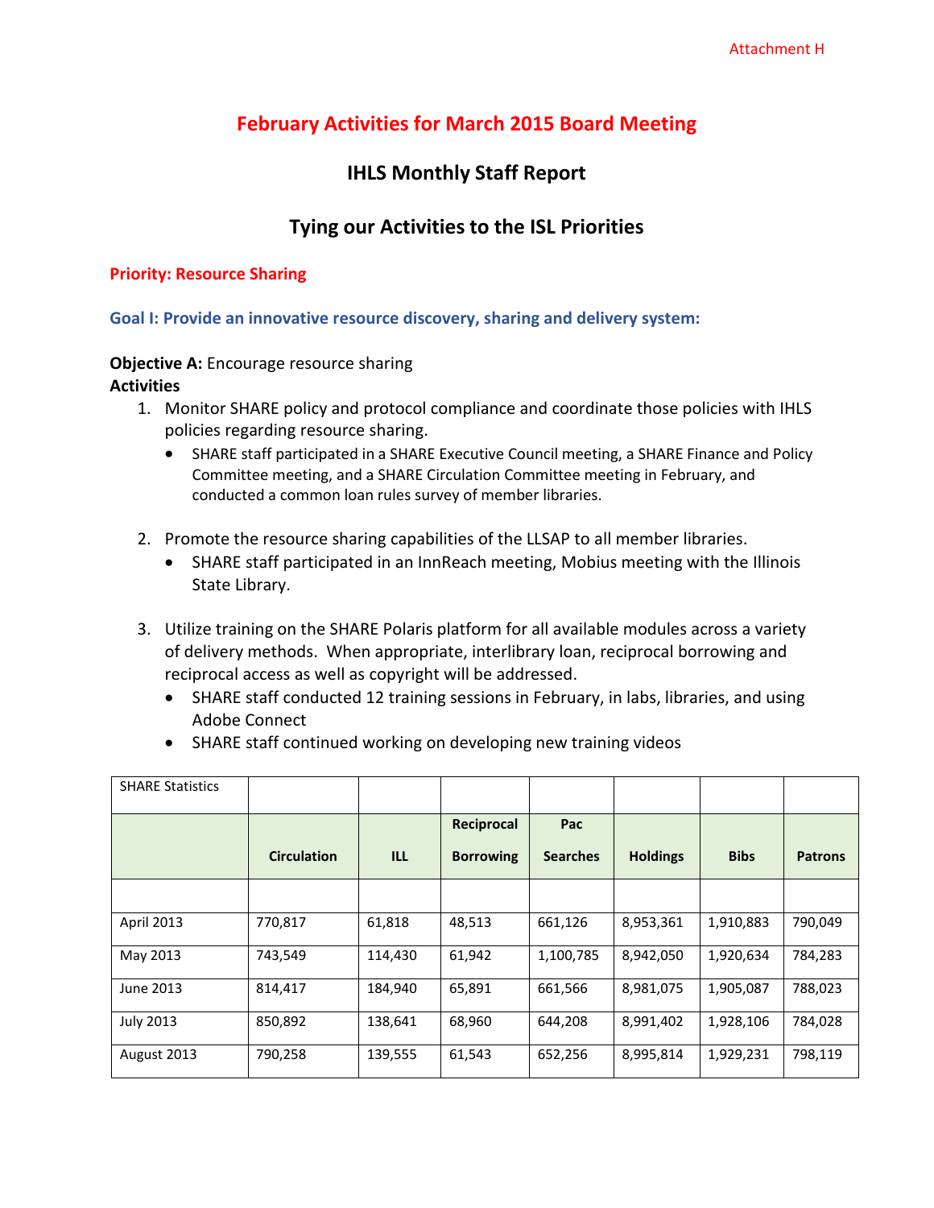Attachment H

# February Activities for March 2015 Board Meeting

## IHLS Monthly Staff Report

## Tying our Activities to the ISL Priorities

### Priority: Resource Sharing

### Goal I: Provide an innovative resource discovery, sharing and delivery system:

**Objective A:** Encourage resource sharing

**Activities**

1. Monitor SHARE policy and protocol compliance and coordinate those policies with IHLS policies regarding resource sharing.
   - SHARE staff participated in a SHARE Executive Council meeting, a SHARE Finance and Policy Committee meeting, and a SHARE Circulation Committee meeting in February, and conducted a common loan rules survey of member libraries.

2. Promote the resource sharing capabilities of the LLSAP to all member libraries.
   - SHARE staff participated in an InnReach meeting, Mobius meeting with the Illinois State Library.

3. Utilize training on the SHARE Polaris platform for all available modules across a variety of delivery methods. When appropriate, interlibrary loan, reciprocal borrowing and reciprocal access as well as copyright will be addressed.
   - SHARE staff conducted 12 training sessions in February, in labs, libraries, and using Adobe Connect
   - SHARE staff continued working on developing new training videos

| SHARE Statistics | | | | | | | |
|---|---|---|---|---|---|---|---|
| | **Circulation** | **ILL** | **Reciprocal Borrowing** | **Pac Searches** | **Holdings** | **Bibs** | **Patrons** |
| | | | | | | | |
| April 2013 | 770,817 | 61,818 | 48,513 | 661,126 | 8,953,361 | 1,910,883 | 790,049 |
| May 2013 | 743,549 | 114,430 | 61,942 | 1,100,785 | 8,942,050 | 1,920,634 | 784,283 |
| June 2013 | 814,417 | 184,940 | 65,891 | 661,566 | 8,981,075 | 1,905,087 | 788,023 |
| July 2013 | 850,892 | 138,641 | 68,960 | 644,208 | 8,991,402 | 1,928,106 | 784,028 |
| August 2013 | 790,258 | 139,555 | 61,543 | 652,256 | 8,995,814 | 1,929,231 | 798,119 |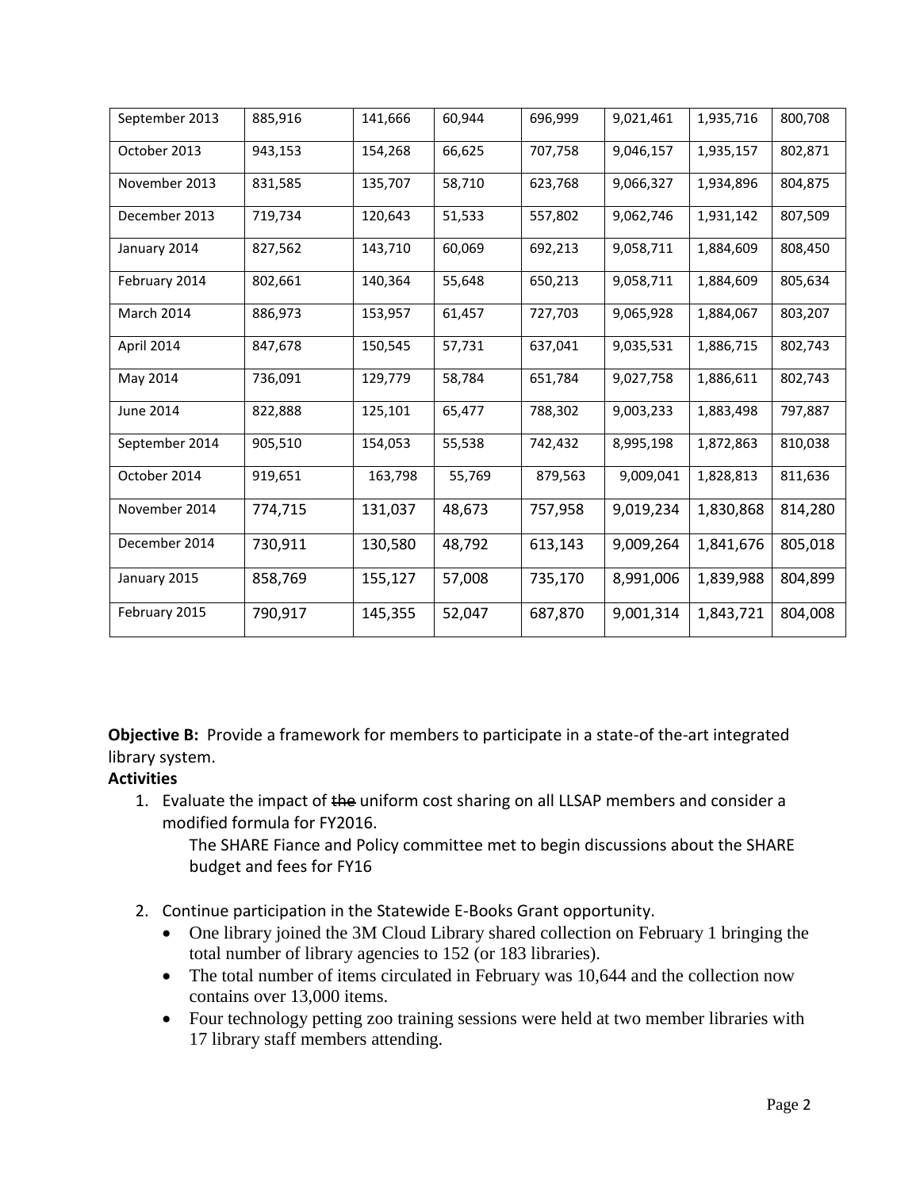| | | | | | | | |
|---|---|---|---|---|---|---|---|
| September 2013 | 885,916 | 141,666 | 60,944 | 696,999 | 9,021,461 | 1,935,716 | 800,708 |
| October 2013 | 943,153 | 154,268 | 66,625 | 707,758 | 9,046,157 | 1,935,157 | 802,871 |
| November 2013 | 831,585 | 135,707 | 58,710 | 623,768 | 9,066,327 | 1,934,896 | 804,875 |
| December 2013 | 719,734 | 120,643 | 51,533 | 557,802 | 9,062,746 | 1,931,142 | 807,509 |
| January 2014 | 827,562 | 143,710 | 60,069 | 692,213 | 9,058,711 | 1,884,609 | 808,450 |
| February 2014 | 802,661 | 140,364 | 55,648 | 650,213 | 9,058,711 | 1,884,609 | 805,634 |
| March 2014 | 886,973 | 153,957 | 61,457 | 727,703 | 9,065,928 | 1,884,067 | 803,207 |
| April 2014 | 847,678 | 150,545 | 57,731 | 637,041 | 9,035,531 | 1,886,715 | 802,743 |
| May 2014 | 736,091 | 129,779 | 58,784 | 651,784 | 9,027,758 | 1,886,611 | 802,743 |
| June 2014 | 822,888 | 125,101 | 65,477 | 788,302 | 9,003,233 | 1,883,498 | 797,887 |
| September 2014 | 905,510 | 154,053 | 55,538 | 742,432 | 8,995,198 | 1,872,863 | 810,038 |
| October 2014 | 919,651 | 163,798 | 55,769 | 879,563 | 9,009,041 | 1,828,813 | 811,636 |
| November 2014 | 774,715 | 131,037 | 48,673 | 757,958 | 9,019,234 | 1,830,868 | 814,280 |
| December 2014 | 730,911 | 130,580 | 48,792 | 613,143 | 9,009,264 | 1,841,676 | 805,018 |
| January 2015 | 858,769 | 155,127 | 57,008 | 735,170 | 8,991,006 | 1,839,988 | 804,899 |
| February 2015 | 790,917 | 145,355 | 52,047 | 687,870 | 9,001,314 | 1,843,721 | 804,008 |

**Objective B:** Provide a framework for members to participate in a state-of the-art integrated library system.

**Activities**

1. Evaluate the impact of ~~the~~ uniform cost sharing on all LLSAP members and consider a modified formula for FY2016.

   The SHARE Fiance and Policy committee met to begin discussions about the SHARE budget and fees for FY16

2. Continue participation in the Statewide E-Books Grant opportunity.
   - One library joined the 3M Cloud Library shared collection on February 1 bringing the total number of library agencies to 152 (or 183 libraries).
   - The total number of items circulated in February was 10,644 and the collection now contains over 13,000 items.
   - Four technology petting zoo training sessions were held at two member libraries with 17 library staff members attending.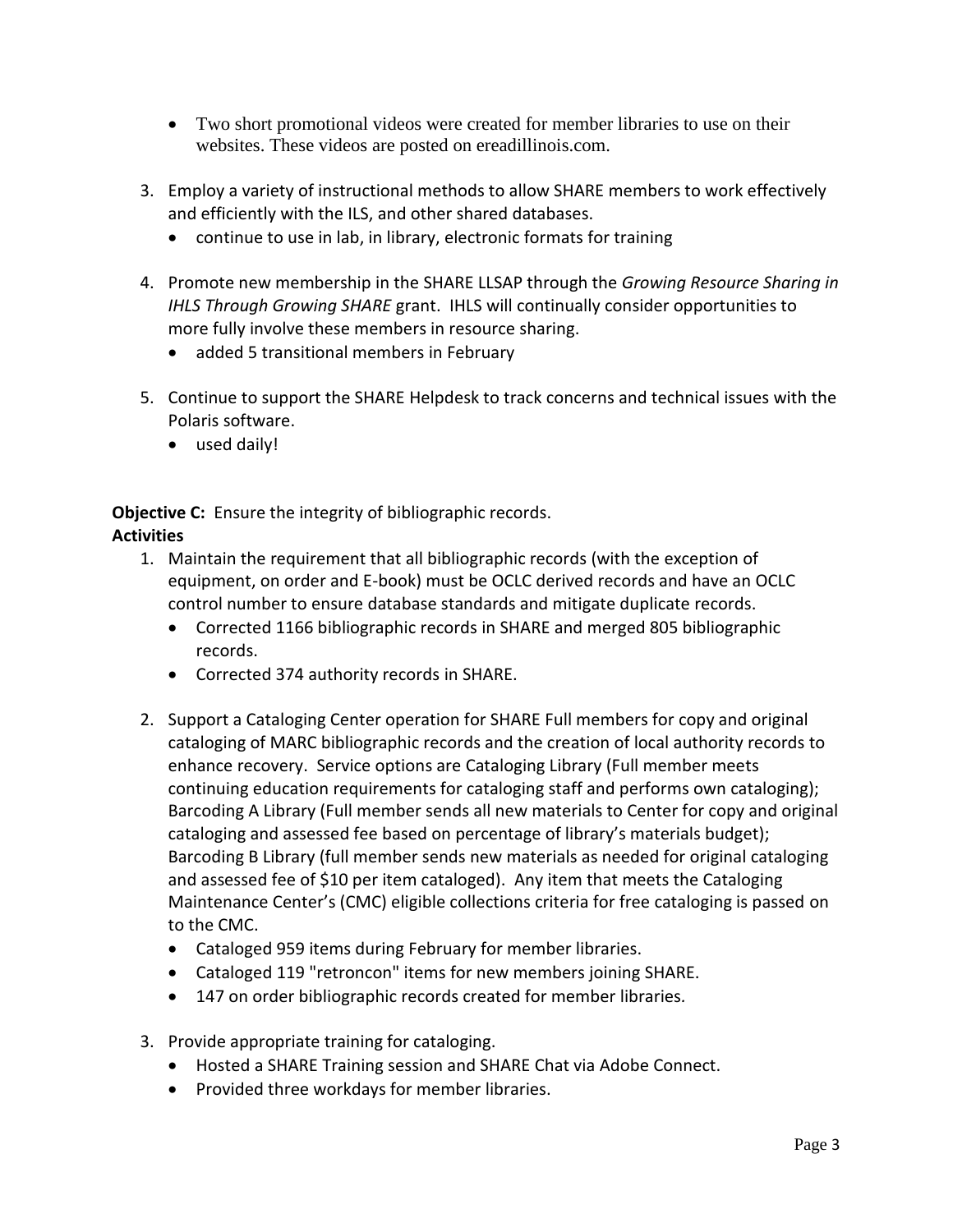- Two short promotional videos were created for member libraries to use on their websites. These videos are posted on ereadillinois.com.

3. Employ a variety of instructional methods to allow SHARE members to work effectively and efficiently with the ILS, and other shared databases.
   - continue to use in lab, in library, electronic formats for training

4. Promote new membership in the SHARE LLSAP through the *Growing Resource Sharing in IHLS Through Growing SHARE* grant. IHLS will continually consider opportunities to more fully involve these members in resource sharing.
   - added 5 transitional members in February

5. Continue to support the SHARE Helpdesk to track concerns and technical issues with the Polaris software.
   - used daily!

**Objective C:** Ensure the integrity of bibliographic records.

**Activities**

1. Maintain the requirement that all bibliographic records (with the exception of equipment, on order and E-book) must be OCLC derived records and have an OCLC control number to ensure database standards and mitigate duplicate records.
   - Corrected 1166 bibliographic records in SHARE and merged 805 bibliographic records.
   - Corrected 374 authority records in SHARE.

2. Support a Cataloging Center operation for SHARE Full members for copy and original cataloging of MARC bibliographic records and the creation of local authority records to enhance recovery. Service options are Cataloging Library (Full member meets continuing education requirements for cataloging staff and performs own cataloging); Barcoding A Library (Full member sends all new materials to Center for copy and original cataloging and assessed fee based on percentage of library's materials budget); Barcoding B Library (full member sends new materials as needed for original cataloging and assessed fee of $10 per item cataloged). Any item that meets the Cataloging Maintenance Center's (CMC) eligible collections criteria for free cataloging is passed on to the CMC.
   - Cataloged 959 items during February for member libraries.
   - Cataloged 119 "retroncon" items for new members joining SHARE.
   - 147 on order bibliographic records created for member libraries.

3. Provide appropriate training for cataloging.
   - Hosted a SHARE Training session and SHARE Chat via Adobe Connect.
   - Provided three workdays for member libraries.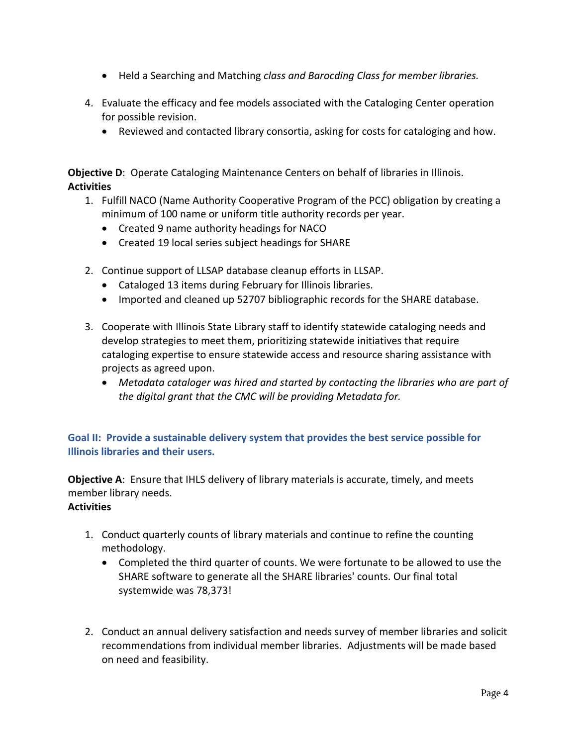- Held a Searching and Matching *class and Barocding Class for member libraries.*

4. Evaluate the efficacy and fee models associated with the Cataloging Center operation for possible revision.
   - Reviewed and contacted library consortia, asking for costs for cataloging and how.

**Objective D**: Operate Cataloging Maintenance Centers on behalf of libraries in Illinois.
**Activities**

1. Fulfill NACO (Name Authority Cooperative Program of the PCC) obligation by creating a minimum of 100 name or uniform title authority records per year.
   - Created 9 name authority headings for NACO
   - Created 19 local series subject headings for SHARE

2. Continue support of LLSAP database cleanup efforts in LLSAP.
   - Cataloged 13 items during February for Illinois libraries.
   - Imported and cleaned up 52707 bibliographic records for the SHARE database.

3. Cooperate with Illinois State Library staff to identify statewide cataloging needs and develop strategies to meet them, prioritizing statewide initiatives that require cataloging expertise to ensure statewide access and resource sharing assistance with projects as agreed upon.
   - *Metadata cataloger was hired and started by contacting the libraries who are part of the digital grant that the CMC will be providing Metadata for.*

## Goal II: Provide a sustainable delivery system that provides the best service possible for Illinois libraries and their users.

**Objective A**: Ensure that IHLS delivery of library materials is accurate, timely, and meets member library needs.
**Activities**

1. Conduct quarterly counts of library materials and continue to refine the counting methodology.
   - Completed the third quarter of counts. We were fortunate to be allowed to use the SHARE software to generate all the SHARE libraries' counts. Our final total systemwide was 78,373!

2. Conduct an annual delivery satisfaction and needs survey of member libraries and solicit recommendations from individual member libraries. Adjustments will be made based on need and feasibility.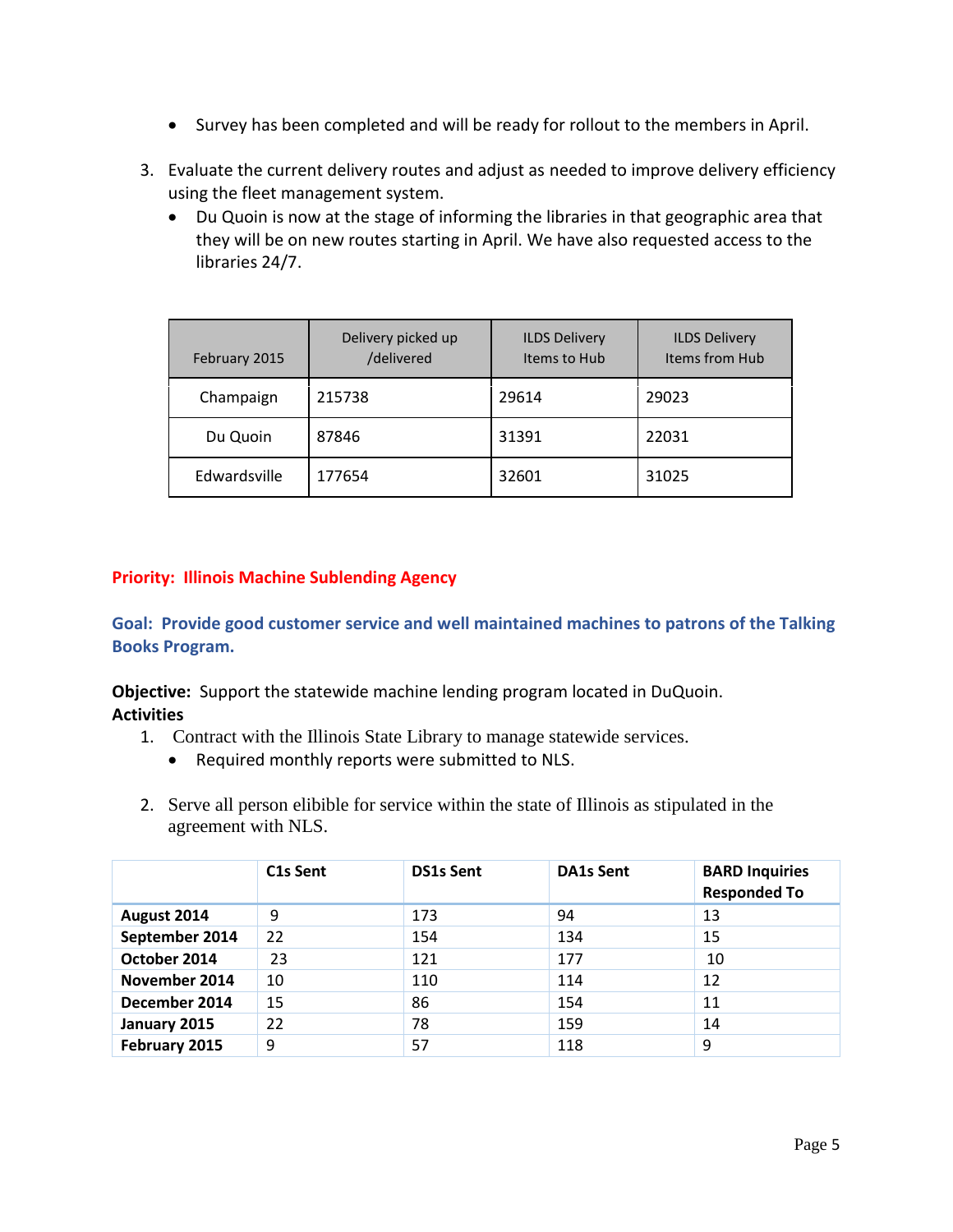- Survey has been completed and will be ready for rollout to the members in April.

3. Evaluate the current delivery routes and adjust as needed to improve delivery efficiency using the fleet management system.
   - Du Quoin is now at the stage of informing the libraries in that geographic area that they will be on new routes starting in April. We have also requested access to the libraries 24/7.

| February 2015 | Delivery picked up /delivered | ILDS Delivery Items to Hub | ILDS Delivery Items from Hub |
|---|---|---|---|
| Champaign | 215738 | 29614 | 29023 |
| Du Quoin | 87846 | 31391 | 22031 |
| Edwardsville | 177654 | 32601 | 31025 |

## Priority: Illinois Machine Sublending Agency

### Goal: Provide good customer service and well maintained machines to patrons of the Talking Books Program.

**Objective:** Support the statewide machine lending program located in DuQuoin.

**Activities**

1. Contract with the Illinois State Library to manage statewide services.
   - Required monthly reports were submitted to NLS.

2. Serve all person elibible for service within the state of Illinois as stipulated in the agreement with NLS.

| | C1s Sent | DS1s Sent | DA1s Sent | BARD Inquiries Responded To |
|---|---|---|---|---|
| **August 2014** | 9 | 173 | 94 | 13 |
| **September 2014** | 22 | 154 | 134 | 15 |
| **October 2014** | 23 | 121 | 177 | 10 |
| **November 2014** | 10 | 110 | 114 | 12 |
| **December 2014** | 15 | 86 | 154 | 11 |
| **January 2015** | 22 | 78 | 159 | 14 |
| **February 2015** | 9 | 57 | 118 | 9 |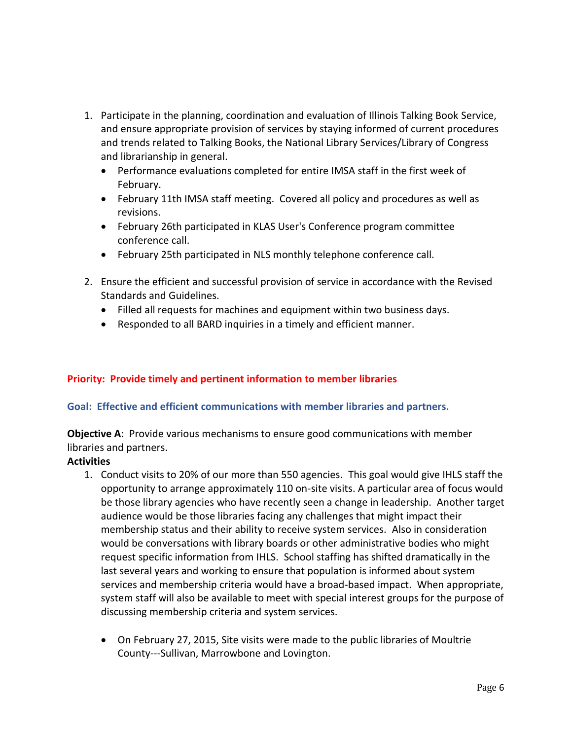1. Participate in the planning, coordination and evaluation of Illinois Talking Book Service, and ensure appropriate provision of services by staying informed of current procedures and trends related to Talking Books, the National Library Services/Library of Congress and librarianship in general.
   - Performance evaluations completed for entire IMSA staff in the first week of February.
   - February 11th IMSA staff meeting. Covered all policy and procedures as well as revisions.
   - February 26th participated in KLAS User's Conference program committee conference call.
   - February 25th participated in NLS monthly telephone conference call.

2. Ensure the efficient and successful provision of service in accordance with the Revised Standards and Guidelines.
   - Filled all requests for machines and equipment within two business days.
   - Responded to all BARD inquiries in a timely and efficient manner.

## Priority: Provide timely and pertinent information to member libraries

### Goal: Effective and efficient communications with member libraries and partners.

**Objective A**: Provide various mechanisms to ensure good communications with member libraries and partners.

**Activities**

1. Conduct visits to 20% of our more than 550 agencies. This goal would give IHLS staff the opportunity to arrange approximately 110 on-site visits. A particular area of focus would be those library agencies who have recently seen a change in leadership. Another target audience would be those libraries facing any challenges that might impact their membership status and their ability to receive system services. Also in consideration would be conversations with library boards or other administrative bodies who might request specific information from IHLS. School staffing has shifted dramatically in the last several years and working to ensure that population is informed about system services and membership criteria would have a broad-based impact. When appropriate, system staff will also be available to meet with special interest groups for the purpose of discussing membership criteria and system services.

   - On February 27, 2015, Site visits were made to the public libraries of Moultrie County---Sullivan, Marrowbone and Lovington.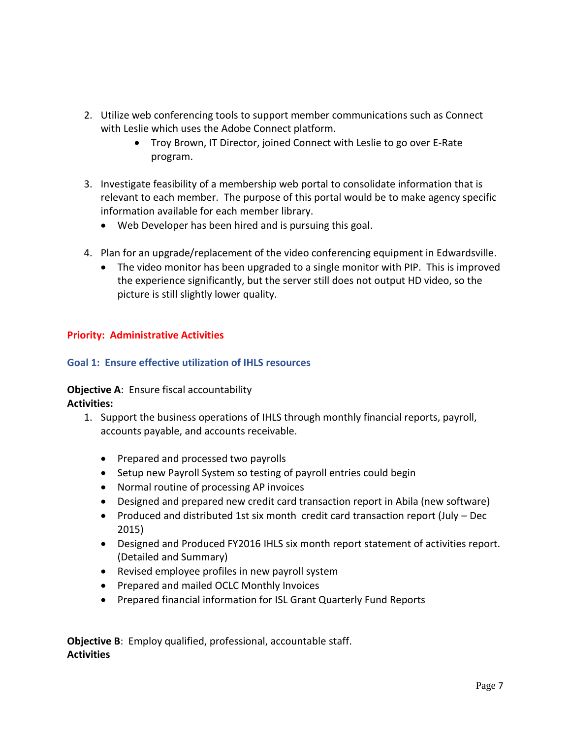2. Utilize web conferencing tools to support member communications such as Connect with Leslie which uses the Adobe Connect platform.
    - Troy Brown, IT Director, joined Connect with Leslie to go over E-Rate program.

3. Investigate feasibility of a membership web portal to consolidate information that is relevant to each member. The purpose of this portal would be to make agency specific information available for each member library.
    - Web Developer has been hired and is pursuing this goal.

4. Plan for an upgrade/replacement of the video conferencing equipment in Edwardsville.
    - The video monitor has been upgraded to a single monitor with PIP. This is improved the experience significantly, but the server still does not output HD video, so the picture is still slightly lower quality.

## Priority: Administrative Activities

### Goal 1: Ensure effective utilization of IHLS resources

**Objective A**: Ensure fiscal accountability
**Activities:**

1. Support the business operations of IHLS through monthly financial reports, payroll, accounts payable, and accounts receivable.

    - Prepared and processed two payrolls
    - Setup new Payroll System so testing of payroll entries could begin
    - Normal routine of processing AP invoices
    - Designed and prepared new credit card transaction report in Abila (new software)
    - Produced and distributed 1st six month credit card transaction report (July – Dec 2015)
    - Designed and Produced FY2016 IHLS six month report statement of activities report. (Detailed and Summary)
    - Revised employee profiles in new payroll system
    - Prepared and mailed OCLC Monthly Invoices
    - Prepared financial information for ISL Grant Quarterly Fund Reports

**Objective B**: Employ qualified, professional, accountable staff.
**Activities**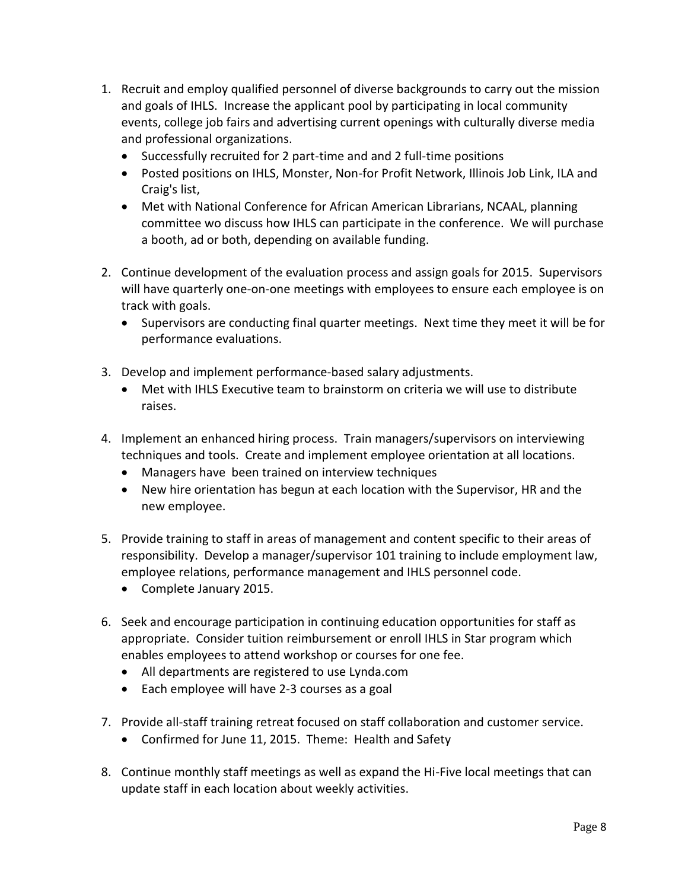1. Recruit and employ qualified personnel of diverse backgrounds to carry out the mission and goals of IHLS. Increase the applicant pool by participating in local community events, college job fairs and advertising current openings with culturally diverse media and professional organizations.
   - Successfully recruited for 2 part-time and and 2 full-time positions
   - Posted positions on IHLS, Monster, Non-for Profit Network, Illinois Job Link, ILA and Craig's list,
   - Met with National Conference for African American Librarians, NCAAL, planning committee wo discuss how IHLS can participate in the conference. We will purchase a booth, ad or both, depending on available funding.

2. Continue development of the evaluation process and assign goals for 2015. Supervisors will have quarterly one-on-one meetings with employees to ensure each employee is on track with goals.
   - Supervisors are conducting final quarter meetings. Next time they meet it will be for performance evaluations.

3. Develop and implement performance-based salary adjustments.
   - Met with IHLS Executive team to brainstorm on criteria we will use to distribute raises.

4. Implement an enhanced hiring process. Train managers/supervisors on interviewing techniques and tools. Create and implement employee orientation at all locations.
   - Managers have been trained on interview techniques
   - New hire orientation has begun at each location with the Supervisor, HR and the new employee.

5. Provide training to staff in areas of management and content specific to their areas of responsibility. Develop a manager/supervisor 101 training to include employment law, employee relations, performance management and IHLS personnel code.
   - Complete January 2015.

6. Seek and encourage participation in continuing education opportunities for staff as appropriate. Consider tuition reimbursement or enroll IHLS in Star program which enables employees to attend workshop or courses for one fee.
   - All departments are registered to use Lynda.com
   - Each employee will have 2-3 courses as a goal

7. Provide all-staff training retreat focused on staff collaboration and customer service.
   - Confirmed for June 11, 2015. Theme: Health and Safety

8. Continue monthly staff meetings as well as expand the Hi-Five local meetings that can update staff in each location about weekly activities.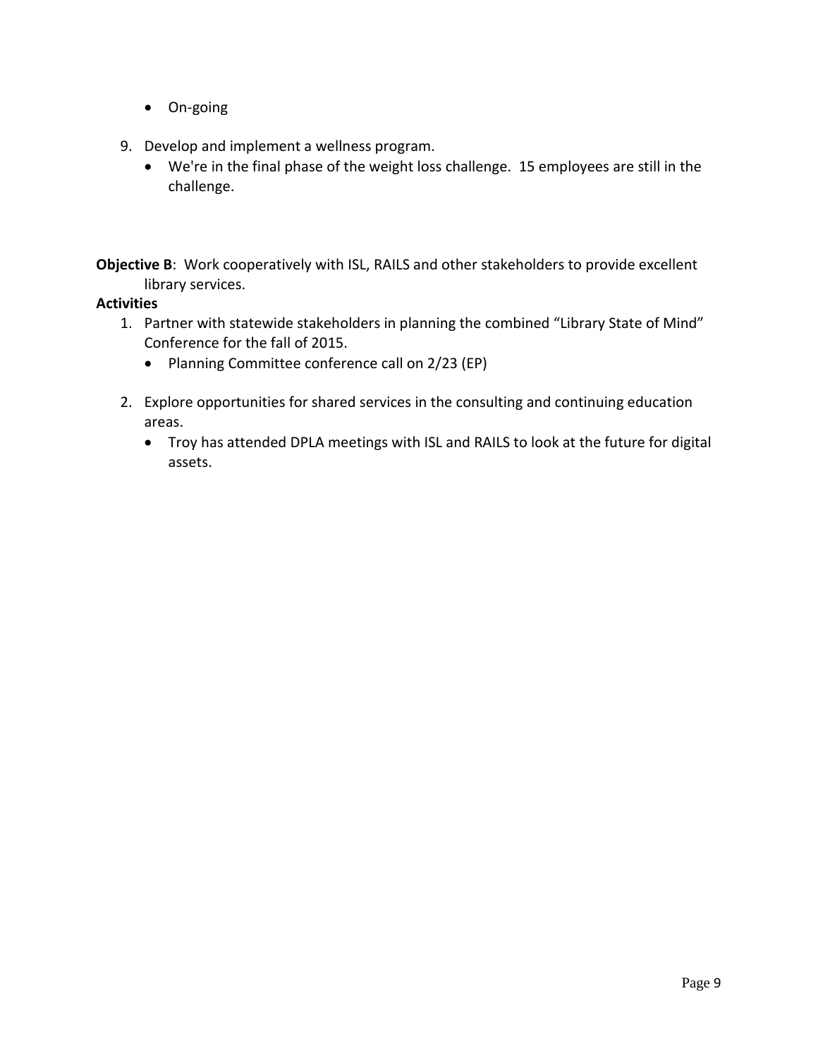- On-going

9. Develop and implement a wellness program.
   - We're in the final phase of the weight loss challenge.  15 employees are still in the challenge.

**Objective B**:  Work cooperatively with ISL, RAILS and other stakeholders to provide excellent library services.

**Activities**

1. Partner with statewide stakeholders in planning the combined "Library State of Mind" Conference for the fall of 2015.
   - Planning Committee conference call on 2/23 (EP)

2. Explore opportunities for shared services in the consulting and continuing education areas.
   - Troy has attended DPLA meetings with ISL and RAILS to look at the future for digital assets.